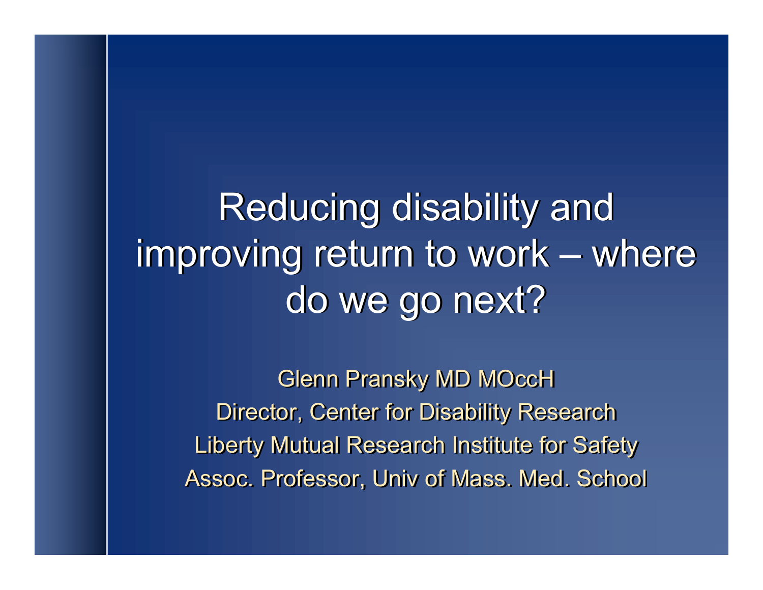# Reducing disability and improving return to work – where do we go next?

Glenn Pransky MD MOccH

Director, Center for Disability Research

Liberty Mutual Research Institute for Safety

Assoc. Professor, Univ of Mass. Med. School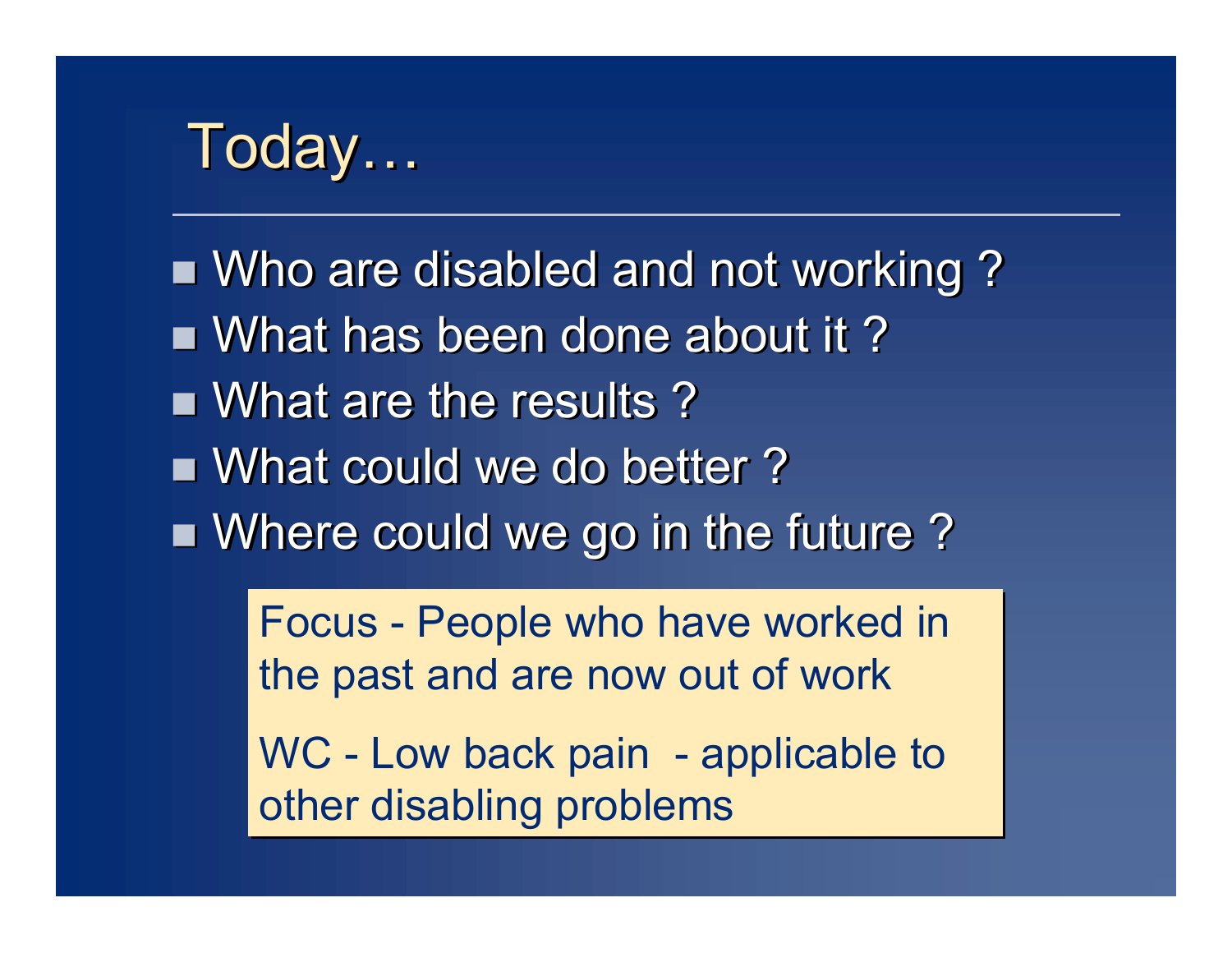# Today…

- Who are disabled and not working ?
- What has been done about it ?
- What are the results ?
- What could we do better ?
- Where could we go in the future ?

Focus - People who have worked in the past and are now out of work

WC - Low back pain - applicable to other disabling problems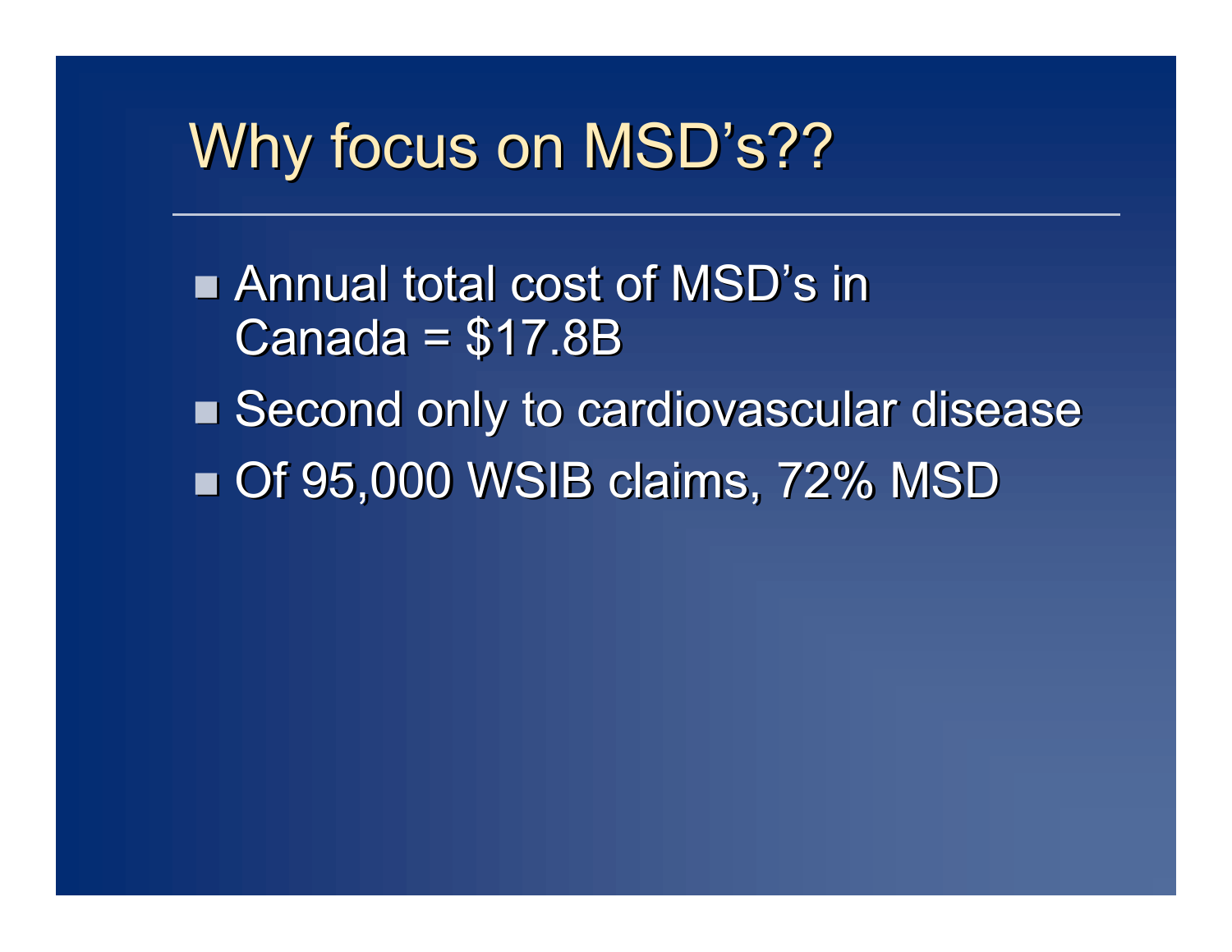# Why focus on MSD's??

- Annual total cost of MSD's in Canada = $17.8B
- Second only to cardiovascular disease
- Of 95,000 WSIB claims, 72% MSD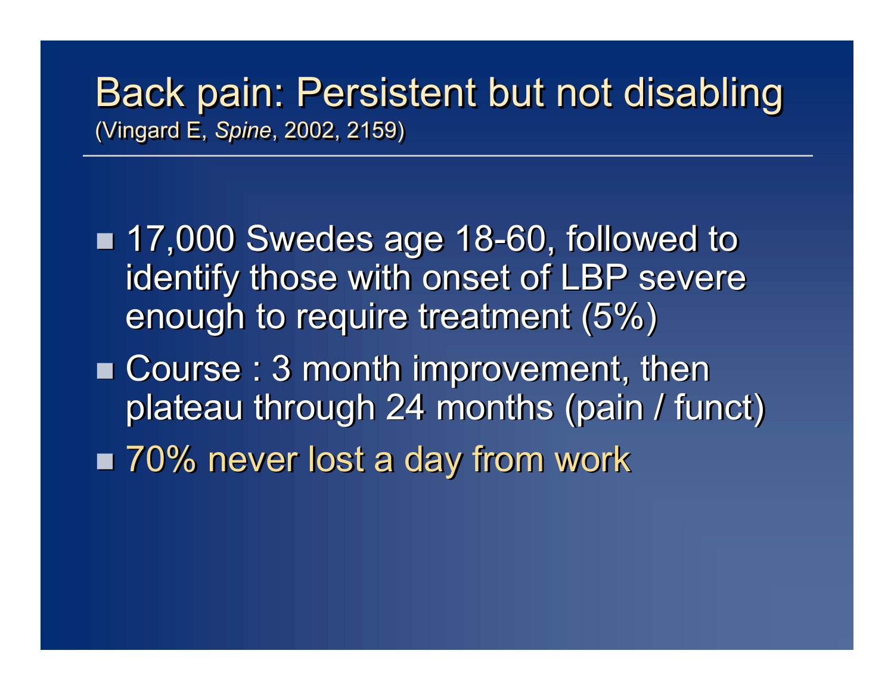# Back pain: Persistent but not disabling

(Vingard E, *Spine*, 2002, 2159)

- 17,000 Swedes age 18-60, followed to identify those with onset of LBP severe enough to require treatment (5%)
- Course : 3 month improvement, then plateau through 24 months (pain / funct)
- 70% never lost a day from work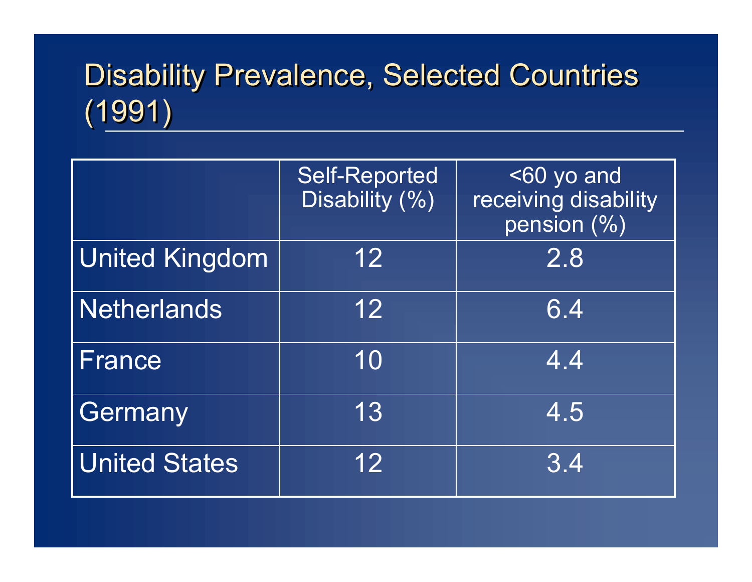# Disability Prevalence, Selected Countries (1991)

| | Self-Reported Disability (%) | <60 yo and receiving disability pension (%) |
|---|---|---|
| United Kingdom | 12 | 2.8 |
| Netherlands | 12 | 6.4 |
| France | 10 | 4.4 |
| Germany | 13 | 4.5 |
| United States | 12 | 3.4 |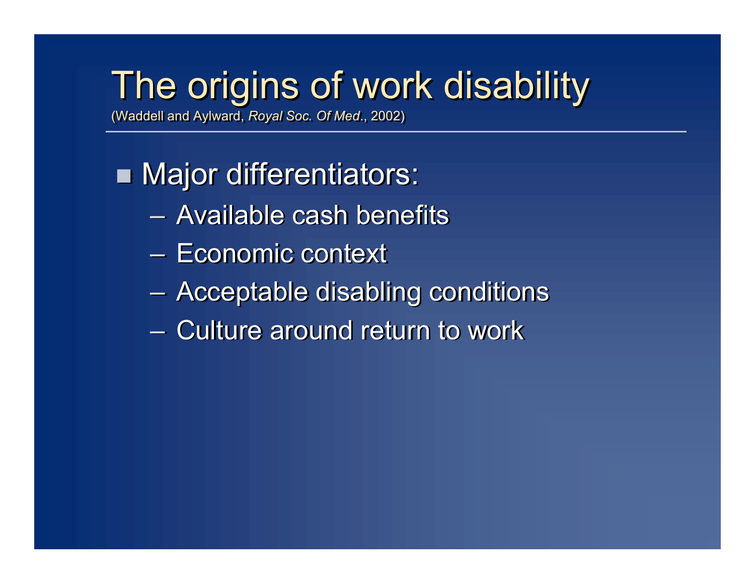# The origins of work disability

(Waddell and Aylward, *Royal Soc. Of Med.*, 2002)

- Major differentiators:
  - Available cash benefits
  - Economic context
  - Acceptable disabling conditions
  - Culture around return to work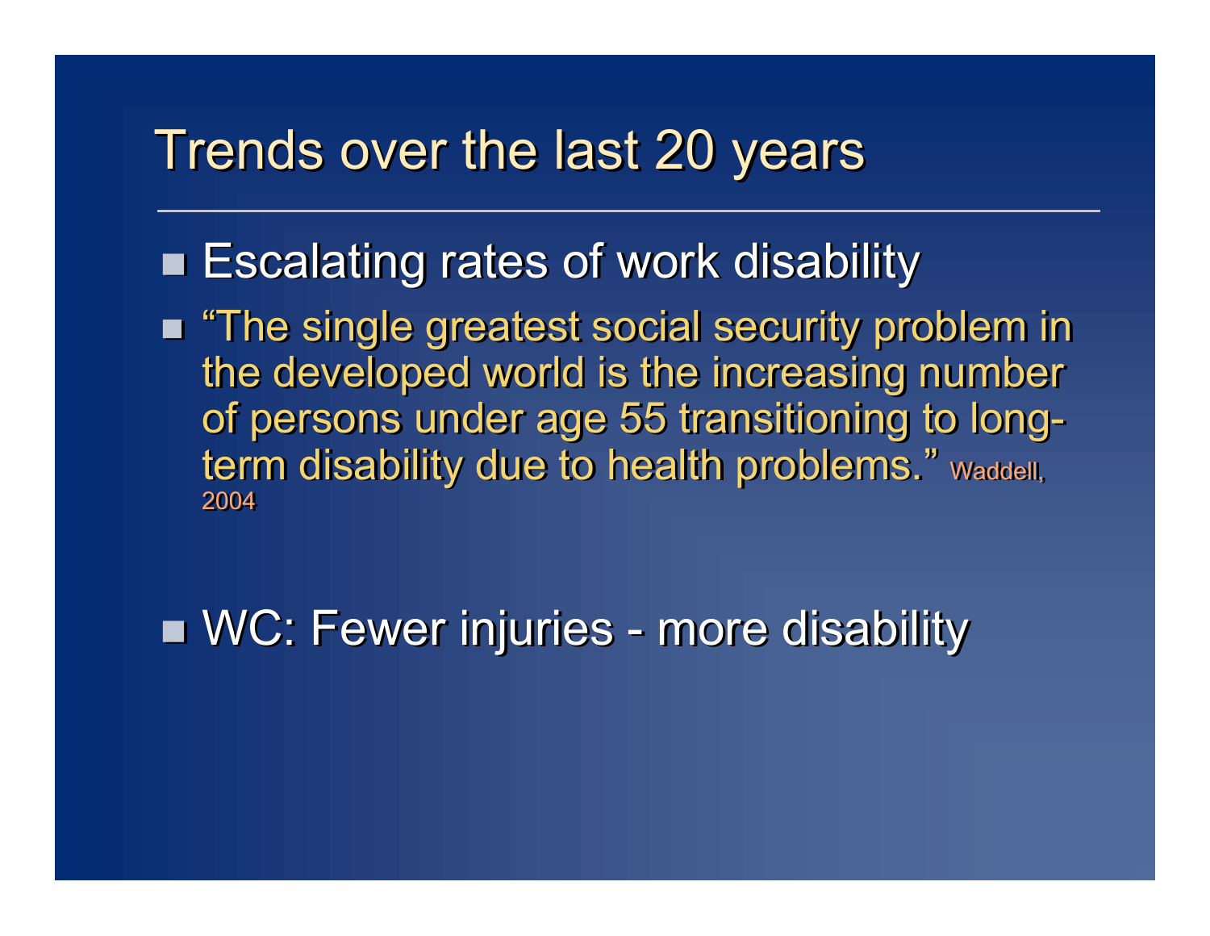# Trends over the last 20 years

- Escalating rates of work disability
- "The single greatest social security problem in the developed world is the increasing number of persons under age 55 transitioning to long-term disability due to health problems." Waddell, 2004

- WC: Fewer injuries - more disability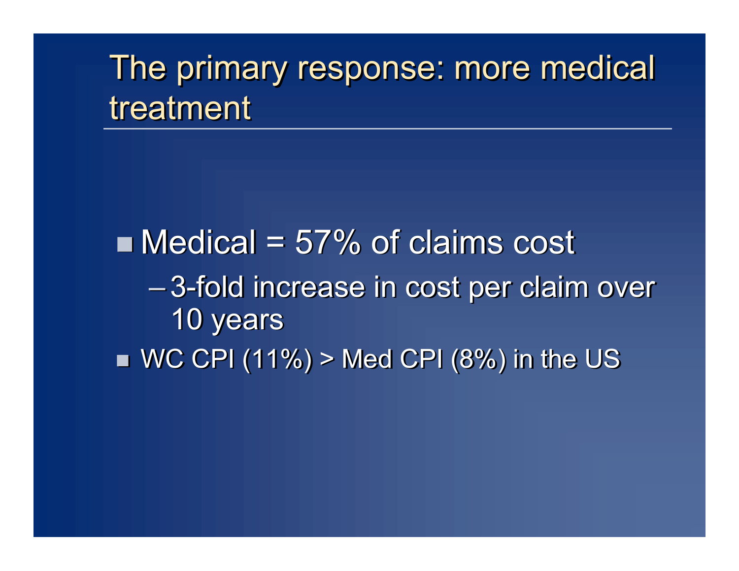# The primary response: more medical treatment

- Medical = 57% of claims cost
  - 3-fold increase in cost per claim over 10 years
- WC CPI (11%) > Med CPI (8%) in the US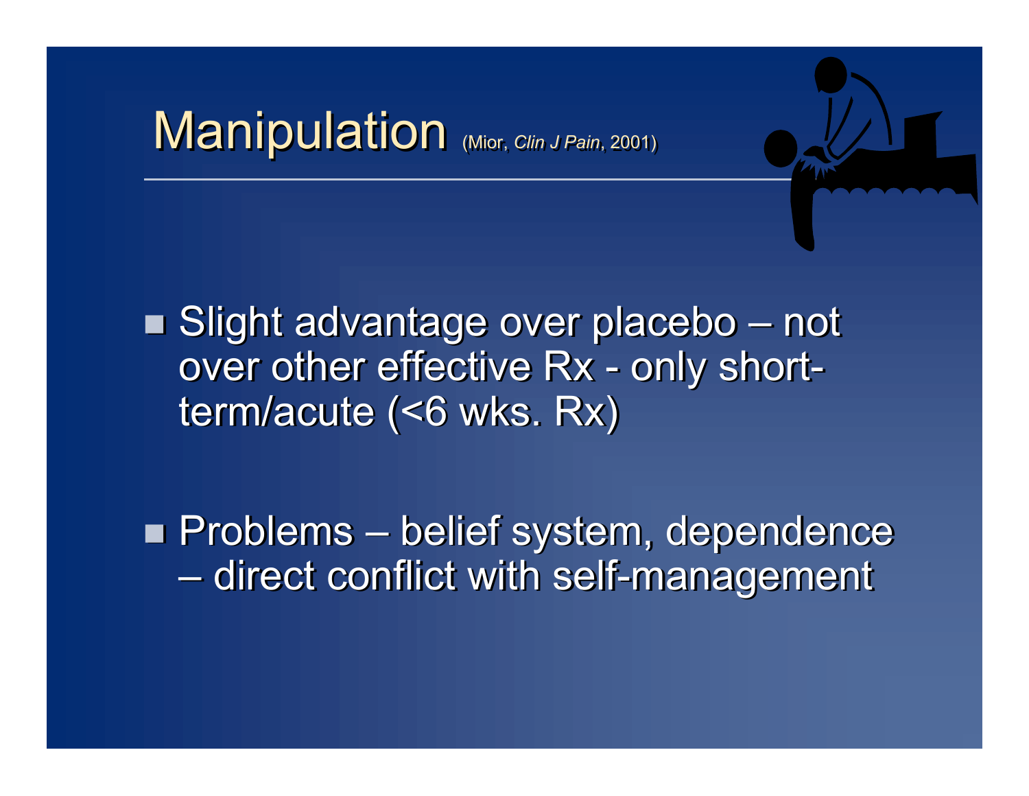# Manipulation (Mior, *Clin J Pain*, 2001)

- Slight advantage over placebo – not over other effective Rx - only short-term/acute (<6 wks. Rx)

- Problems – belief system, dependence – direct conflict with self-management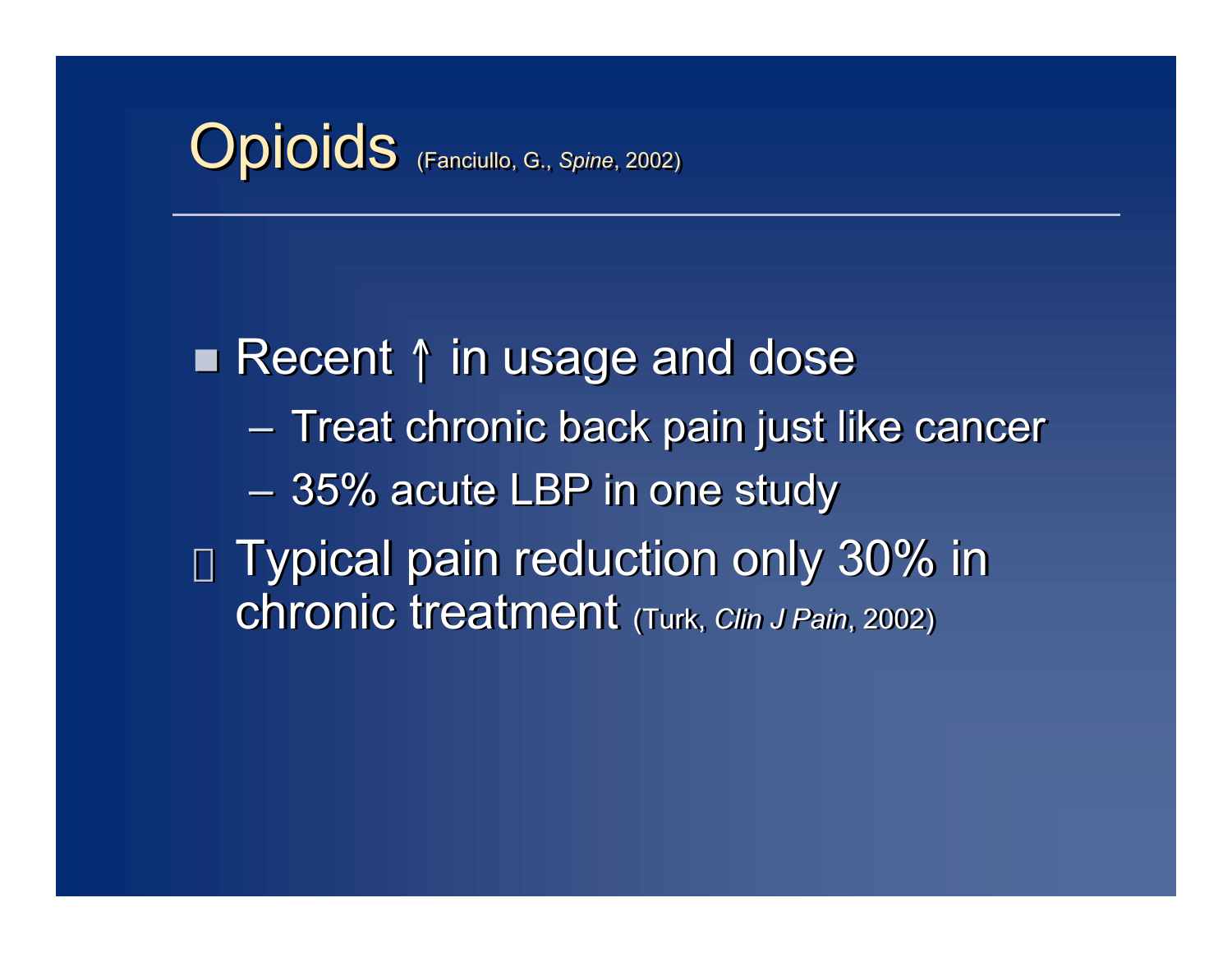# Opioids (Fanciullo, G., *Spine*, 2002)

- Recent ↑ in usage and dose
  - Treat chronic back pain just like cancer
  - 35% acute LBP in one study
- Typical pain reduction only 30% in chronic treatment (Turk, *Clin J Pain*, 2002)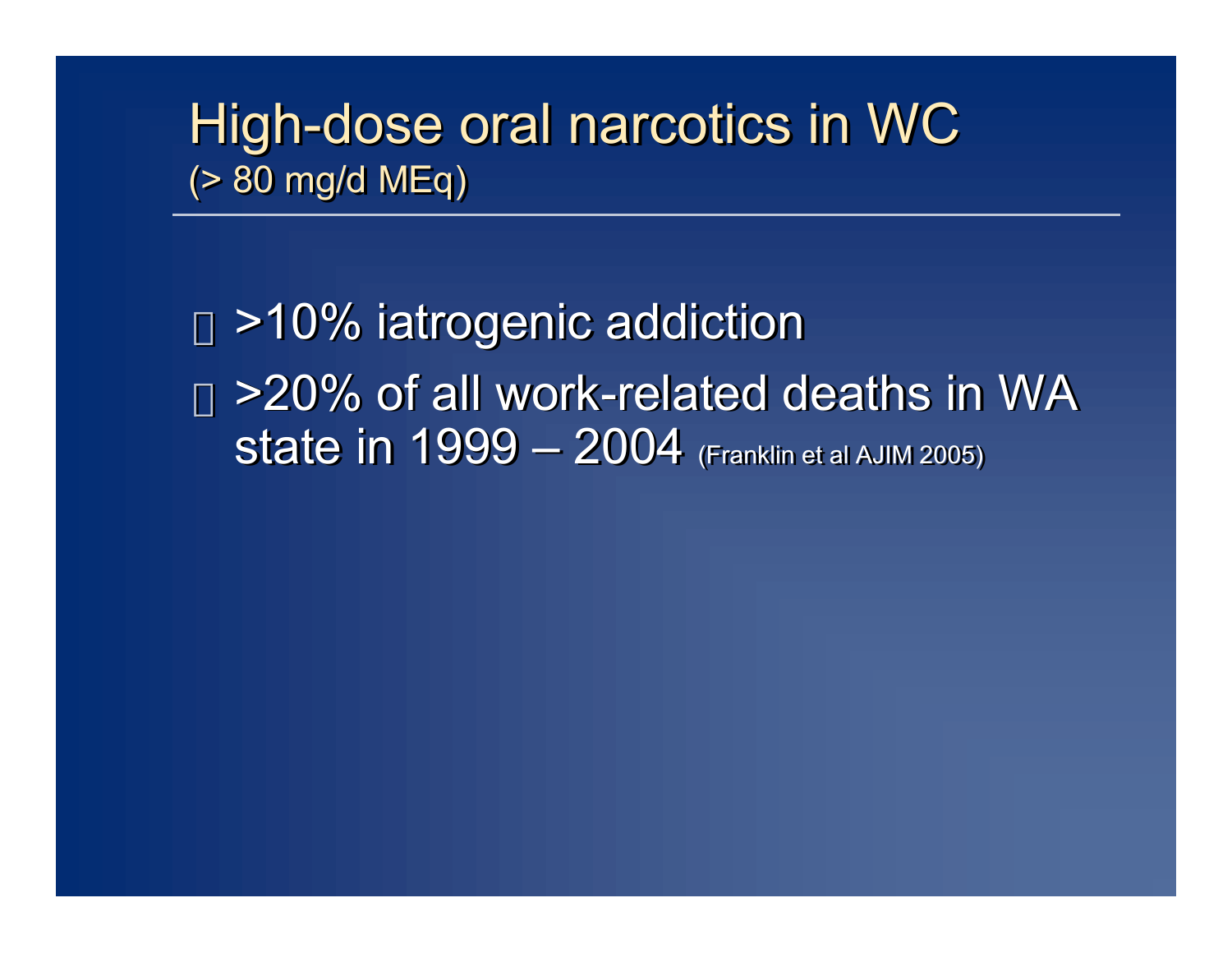# High-dose oral narcotics in WC
(> 80 mg/d MEq)

- >10% iatrogenic addiction
- >20% of all work-related deaths in WA state in 1999 – 2004 (Franklin et al AJIM 2005)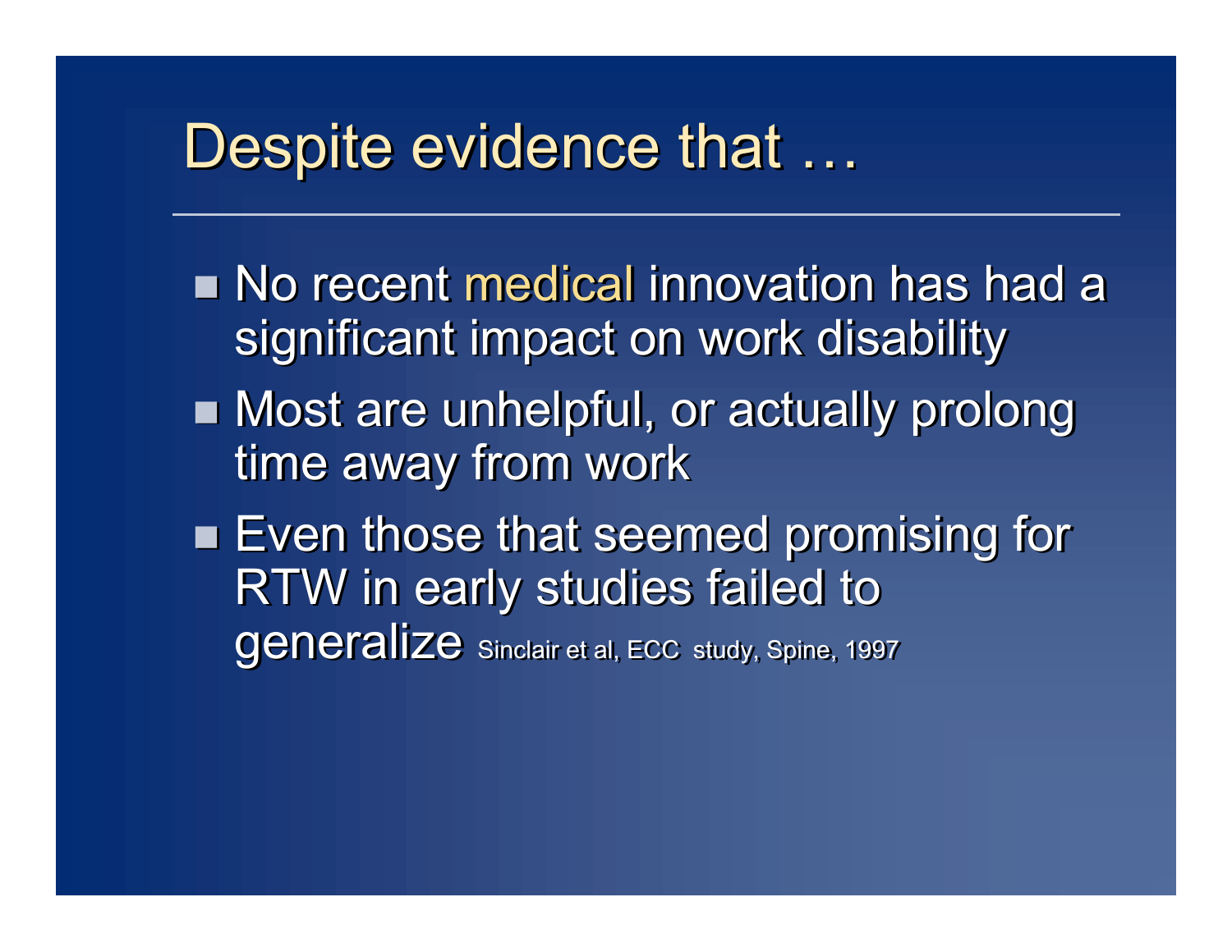# Despite evidence that …

- No recent medical innovation has had a significant impact on work disability
- Most are unhelpful, or actually prolong time away from work
- Even those that seemed promising for RTW in early studies failed to generalize Sinclair et al, ECC study, Spine, 1997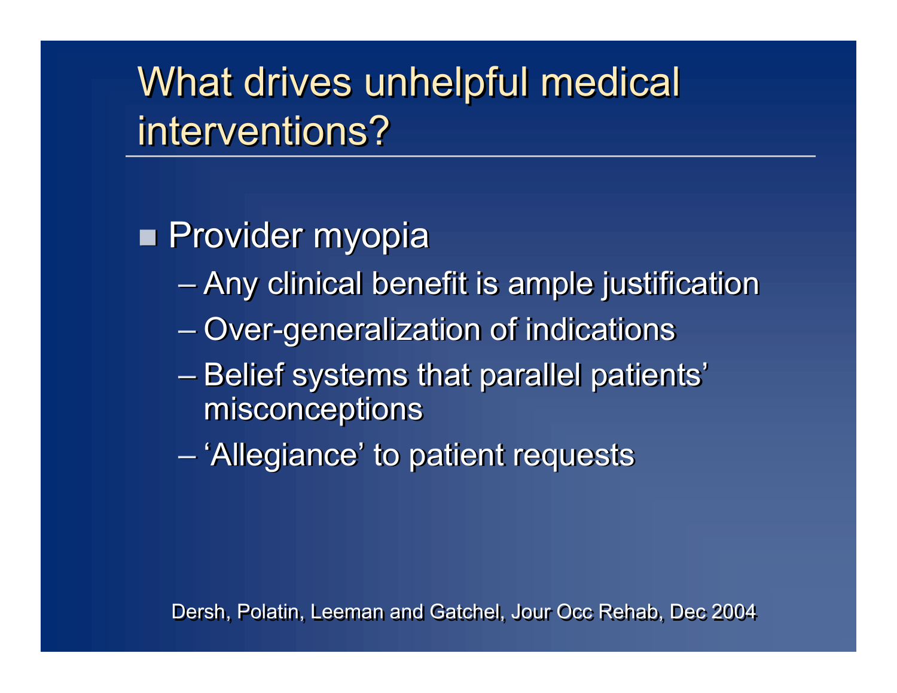# What drives unhelpful medical interventions?

- Provider myopia
  - Any clinical benefit is ample justification
  - Over-generalization of indications
  - Belief systems that parallel patients' misconceptions
  - 'Allegiance' to patient requests

Dersh, Polatin, Leeman and Gatchel, Jour Occ Rehab, Dec 2004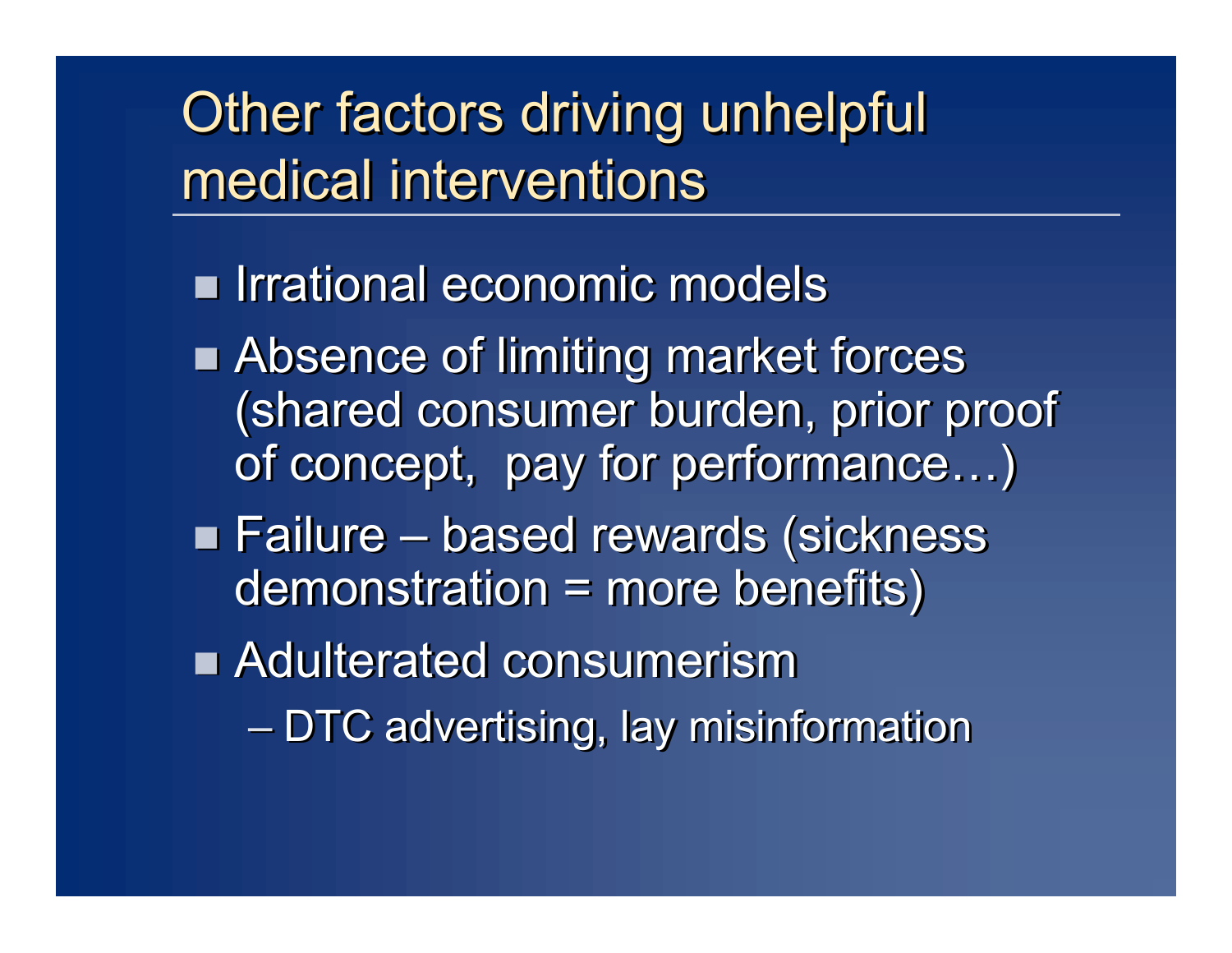# Other factors driving unhelpful medical interventions

- Irrational economic models
- Absence of limiting market forces (shared consumer burden, prior proof of concept,  pay for performance…)
- Failure – based rewards (sickness demonstration = more benefits)
- Adulterated consumerism
  - DTC advertising, lay misinformation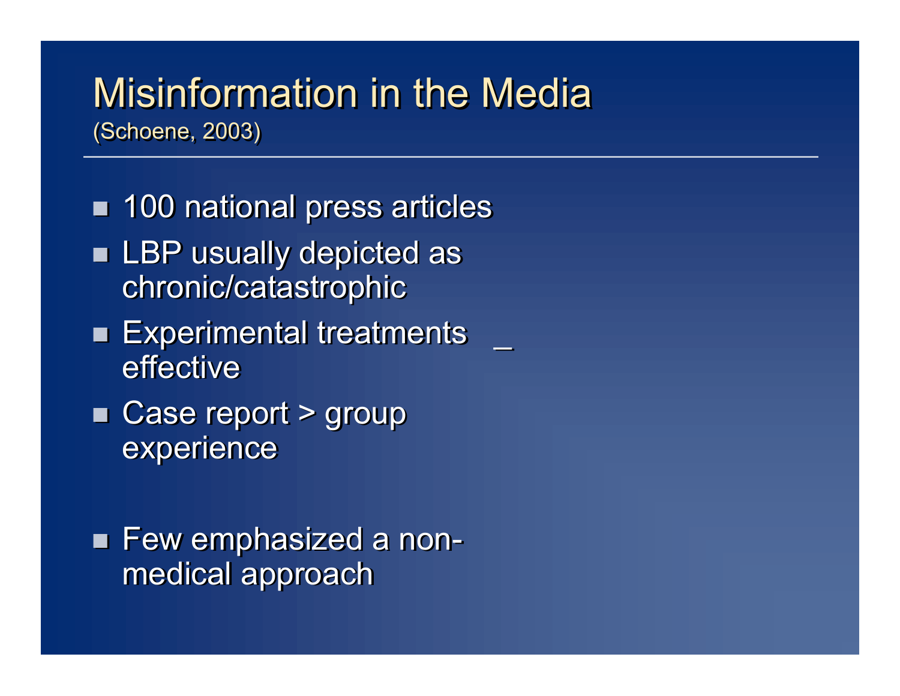# Misinformation in the Media

(Schoene, 2003)

- 100 national press articles
- LBP usually depicted as chronic/catastrophic
- Experimental treatments _ effective
- Case report > group experience
- Few emphasized a non-medical approach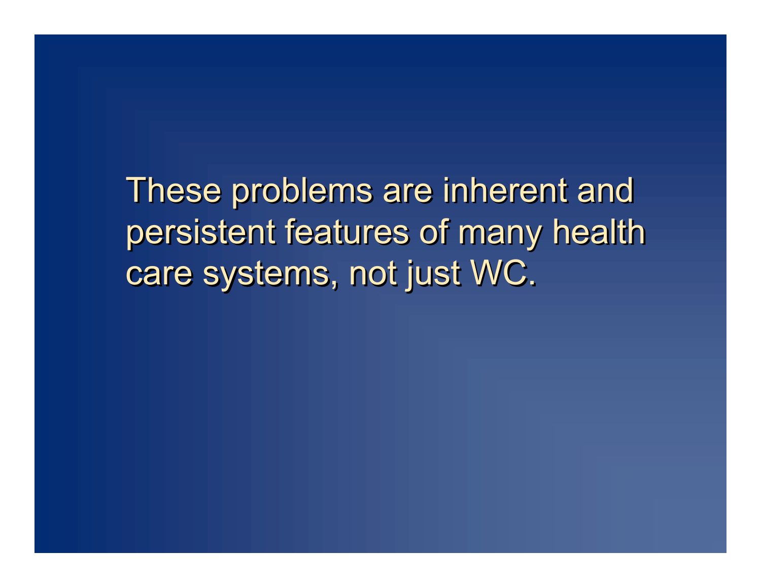These problems are inherent and persistent features of many health care systems, not just WC.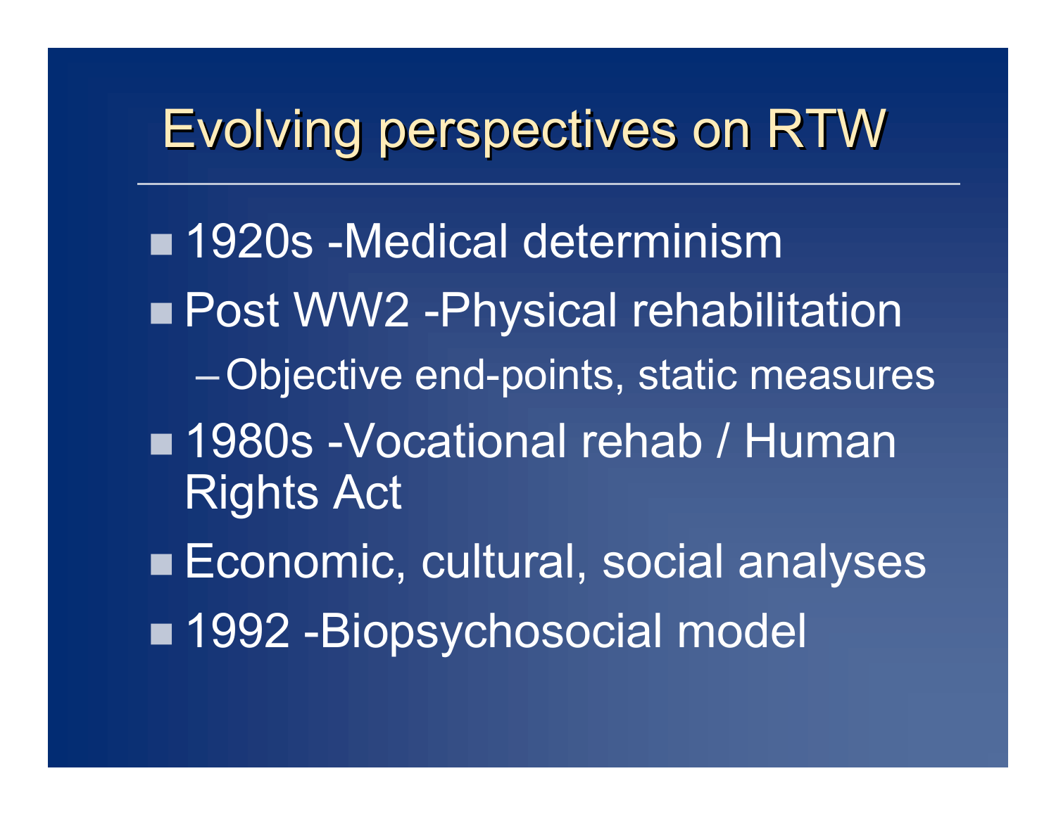# Evolving perspectives on RTW

- 1920s -Medical determinism
- Post WW2 -Physical rehabilitation
  - Objective end-points, static measures
- 1980s -Vocational rehab / Human Rights Act
- Economic, cultural, social analyses
- 1992 -Biopsychosocial model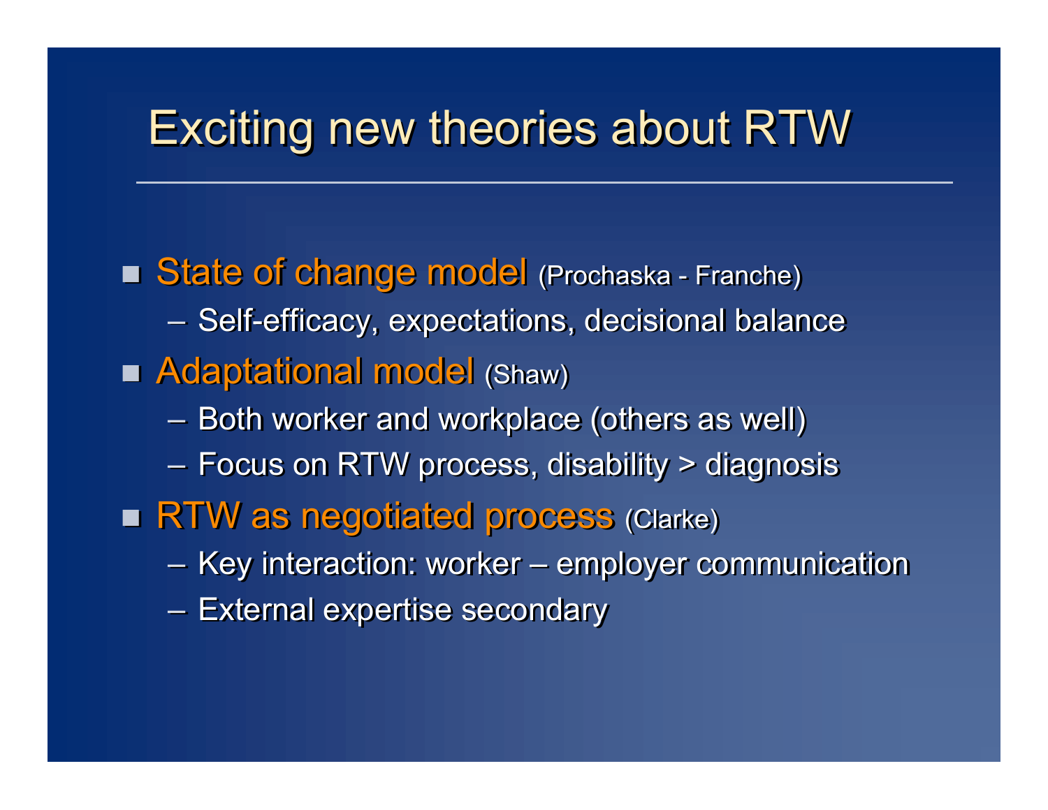# Exciting new theories about RTW

- State of change model (Prochaska - Franche)
  - Self-efficacy, expectations, decisional balance
- Adaptational model (Shaw)
  - Both worker and workplace (others as well)
  - Focus on RTW process, disability > diagnosis
- RTW as negotiated process (Clarke)
  - Key interaction: worker – employer communication
  - External expertise secondary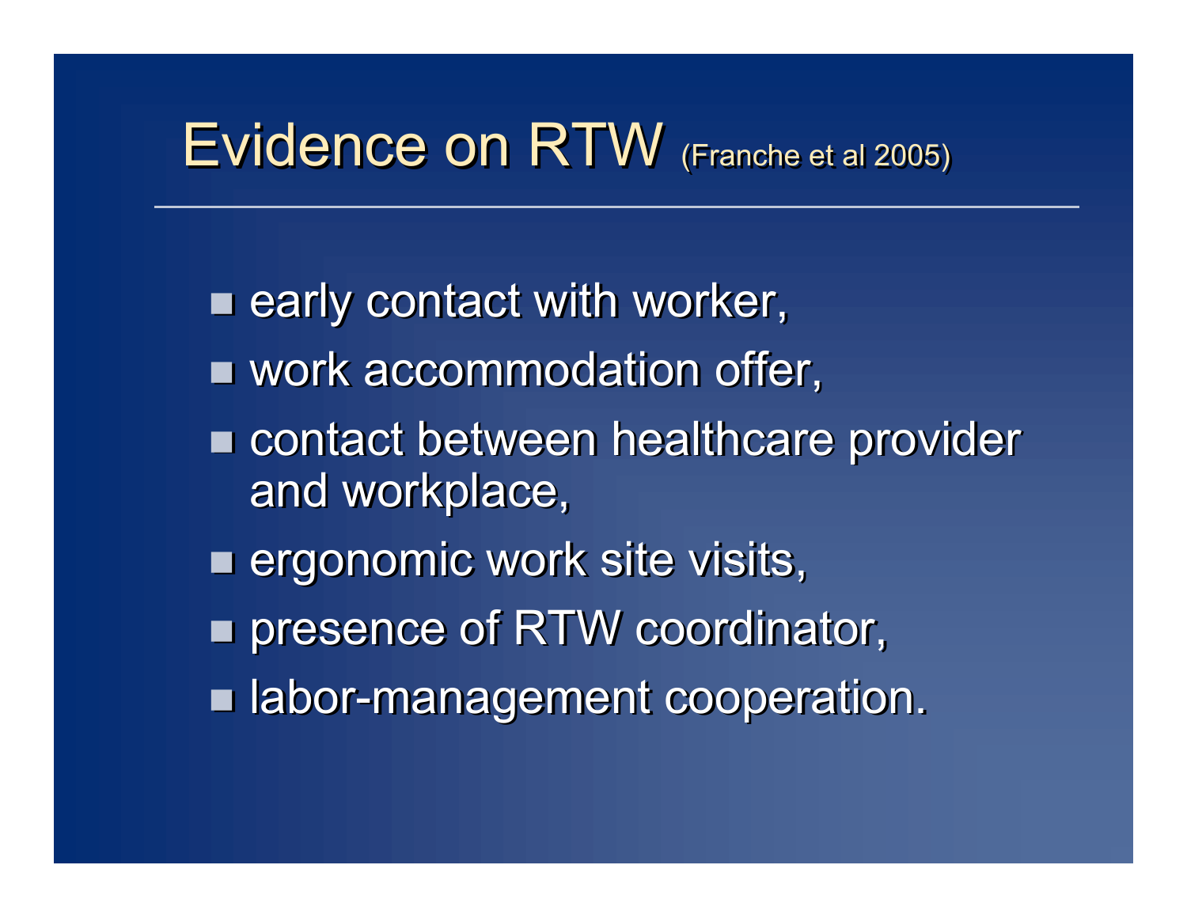# Evidence on RTW (Franche et al 2005)

- early contact with worker,
- work accommodation offer,
- contact between healthcare provider and workplace,
- ergonomic work site visits,
- presence of RTW coordinator,
- labor-management cooperation.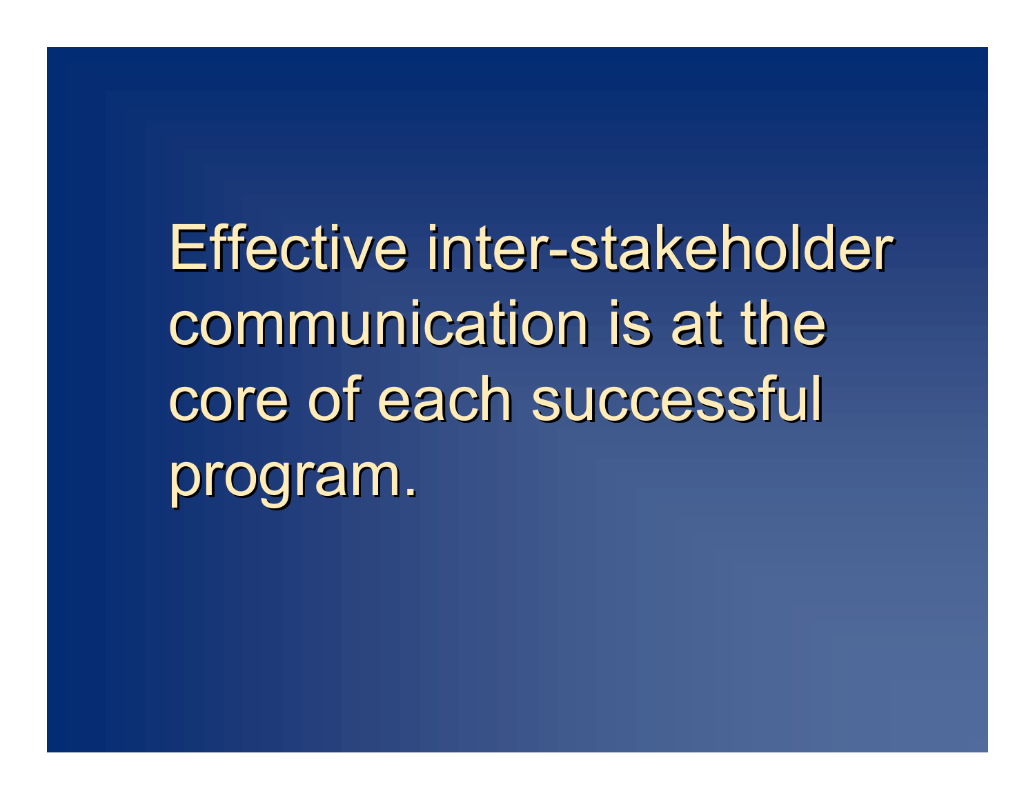Effective inter-stakeholder communication is at the core of each successful program.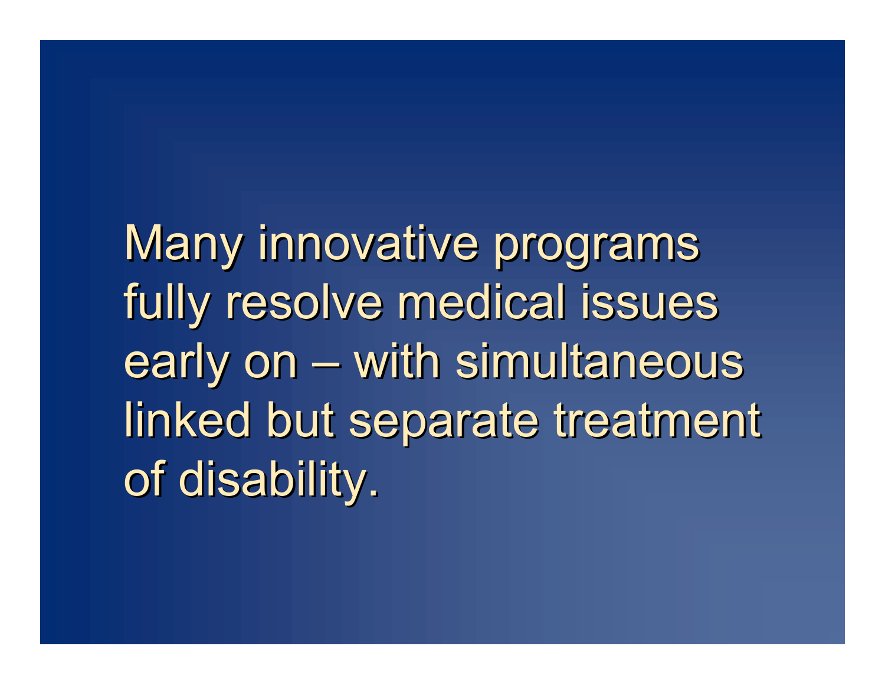Many innovative programs fully resolve medical issues early on – with simultaneous linked but separate treatment of disability.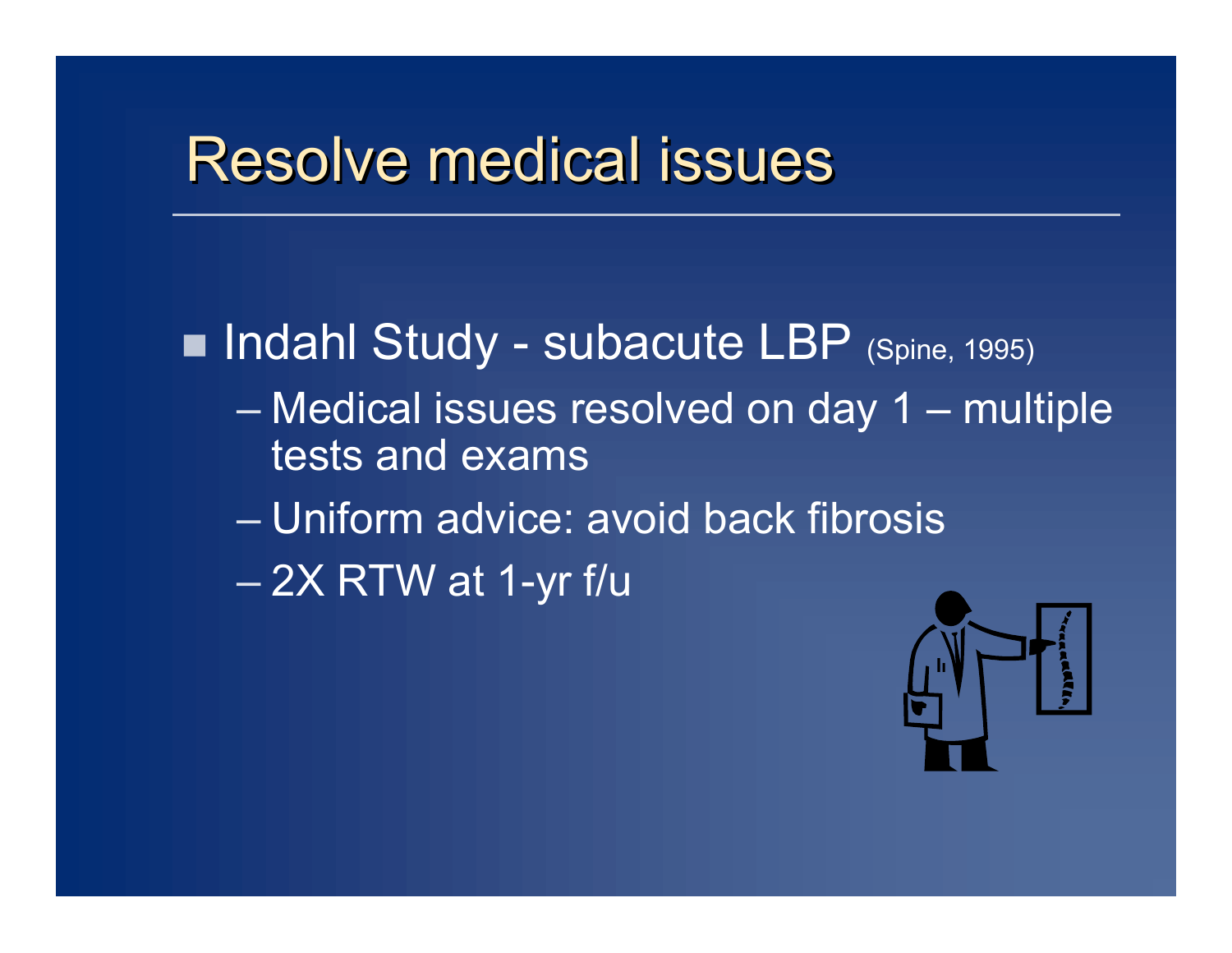# Resolve medical issues

- Indahl Study - subacute LBP (Spine, 1995)
  - Medical issues resolved on day 1 – multiple tests and exams
  - Uniform advice: avoid back fibrosis
  - 2X RTW at 1-yr f/u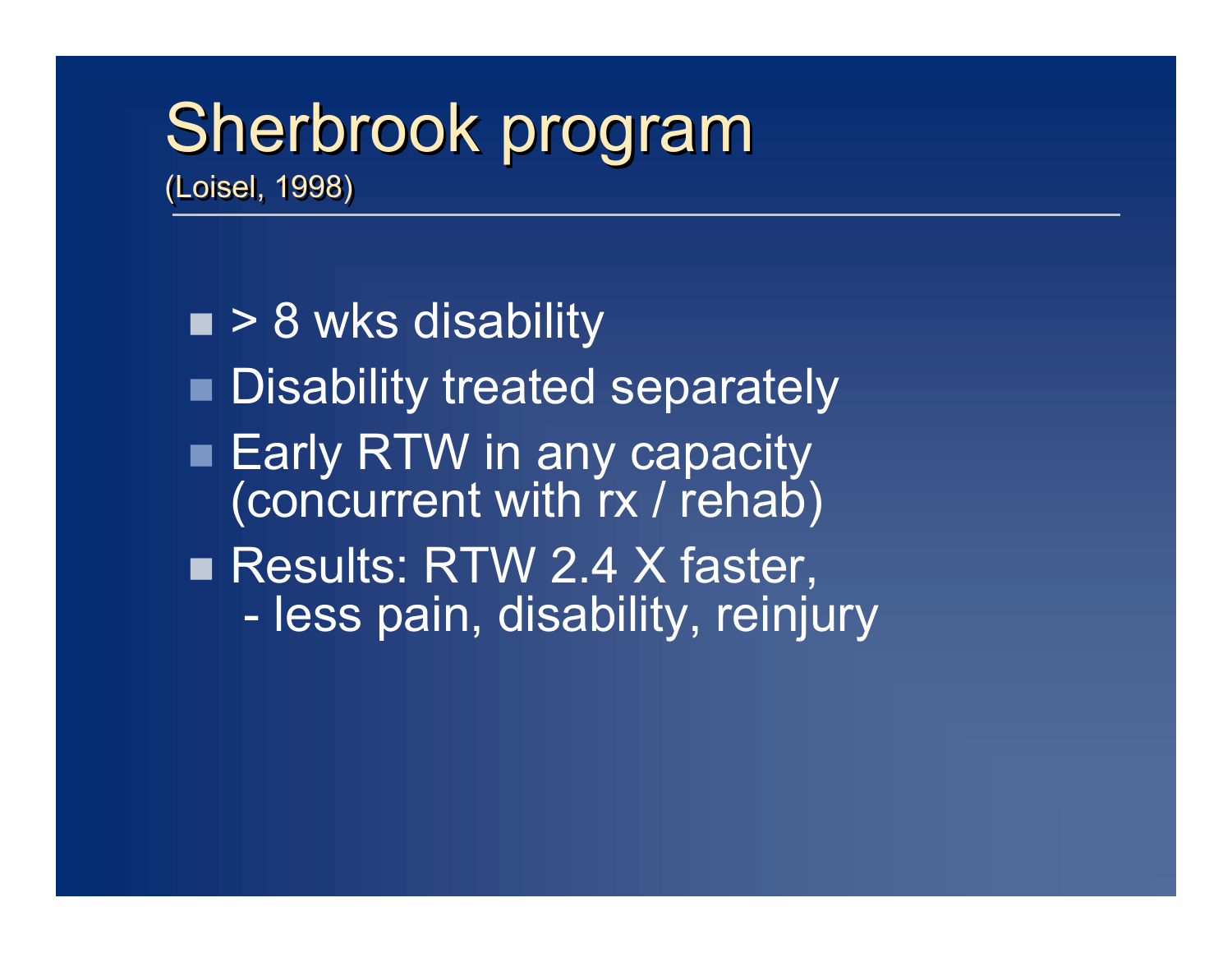# Sherbrook program

(Loisel, 1998)

- > 8 wks disability
- Disability treated separately
- Early RTW in any capacity (concurrent with rx / rehab)
- Results: RTW 2.4 X faster,
  - less pain, disability, reinjury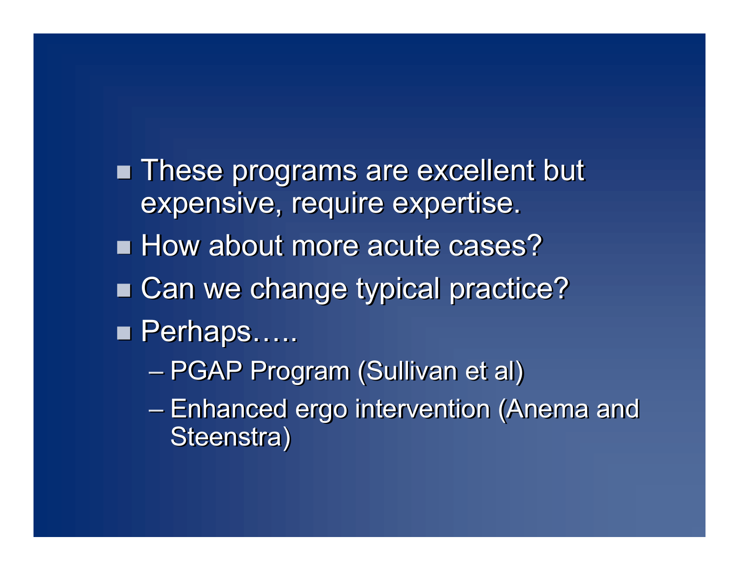- These programs are excellent but expensive, require expertise.
- How about more acute cases?
- Can we change typical practice?
- Perhaps…..
  - PGAP Program (Sullivan et al)
  - Enhanced ergo intervention (Anema and Steenstra)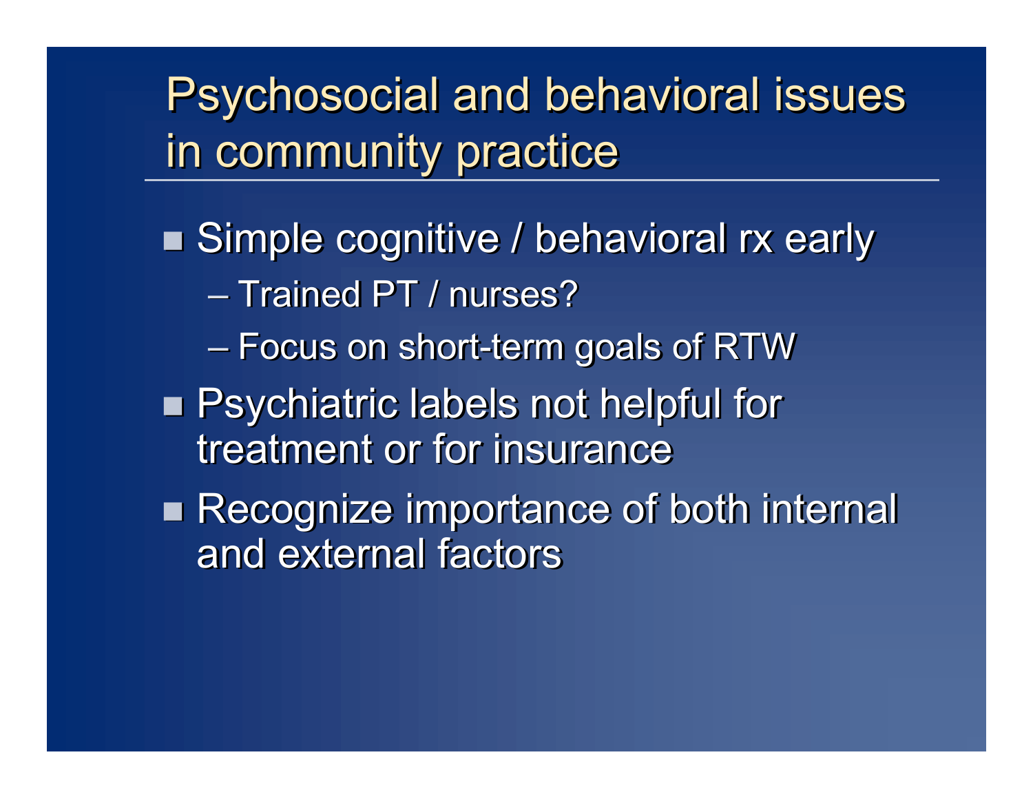# Psychosocial and behavioral issues in community practice

- Simple cognitive / behavioral rx early
  - Trained PT / nurses?
  - Focus on short-term goals of RTW
- Psychiatric labels not helpful for treatment or for insurance
- Recognize importance of both internal and external factors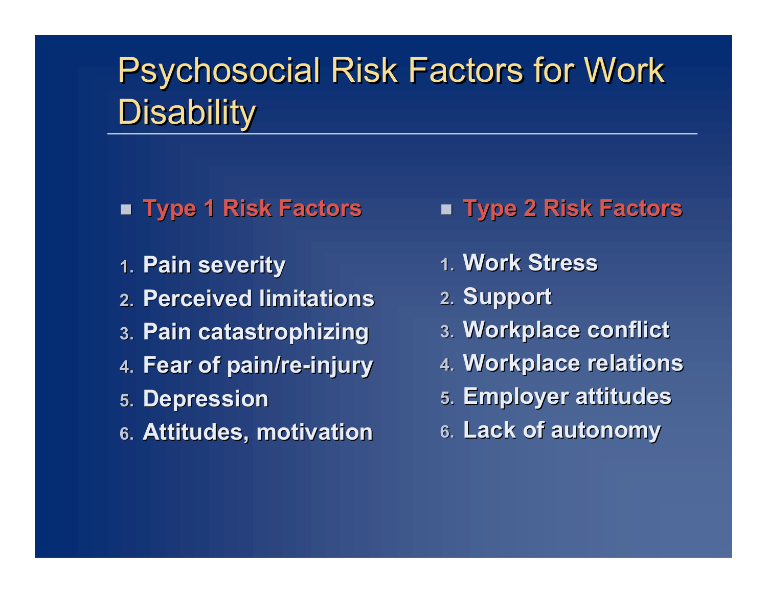# Psychosocial Risk Factors for Work Disability

- **Type 1 Risk Factors**

1. **Pain severity**
2. **Perceived limitations**
3. **Pain catastrophizing**
4. **Fear of pain/re-injury**
5. **Depression**
6. **Attitudes, motivation**

- **Type 2 Risk Factors**

1. **Work Stress**
2. **Support**
3. **Workplace conflict**
4. **Workplace relations**
5. **Employer attitudes**
6. **Lack of autonomy**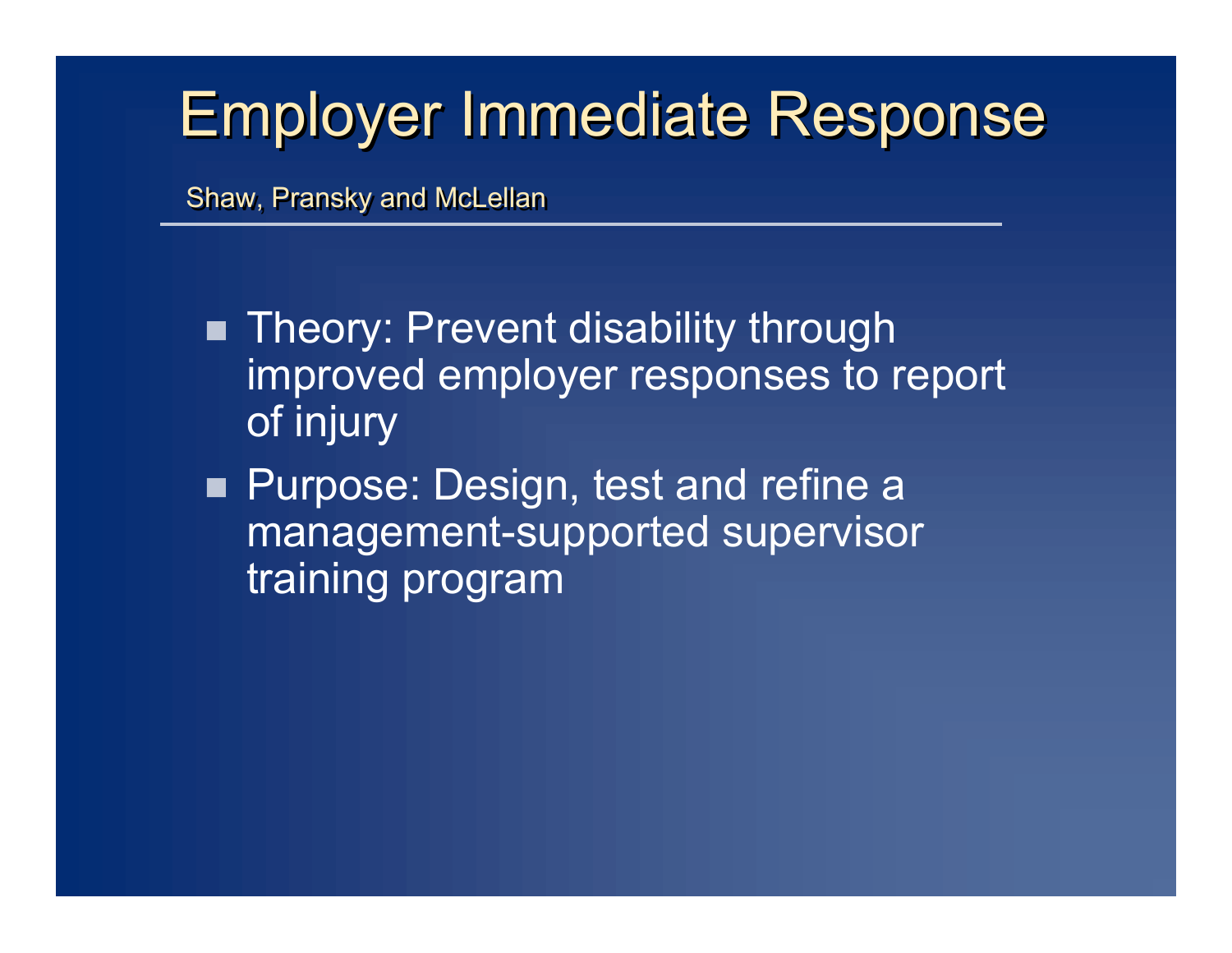# Employer Immediate Response

Shaw, Pransky and McLellan

- Theory: Prevent disability through improved employer responses to report of injury
- Purpose: Design, test and refine a management-supported supervisor training program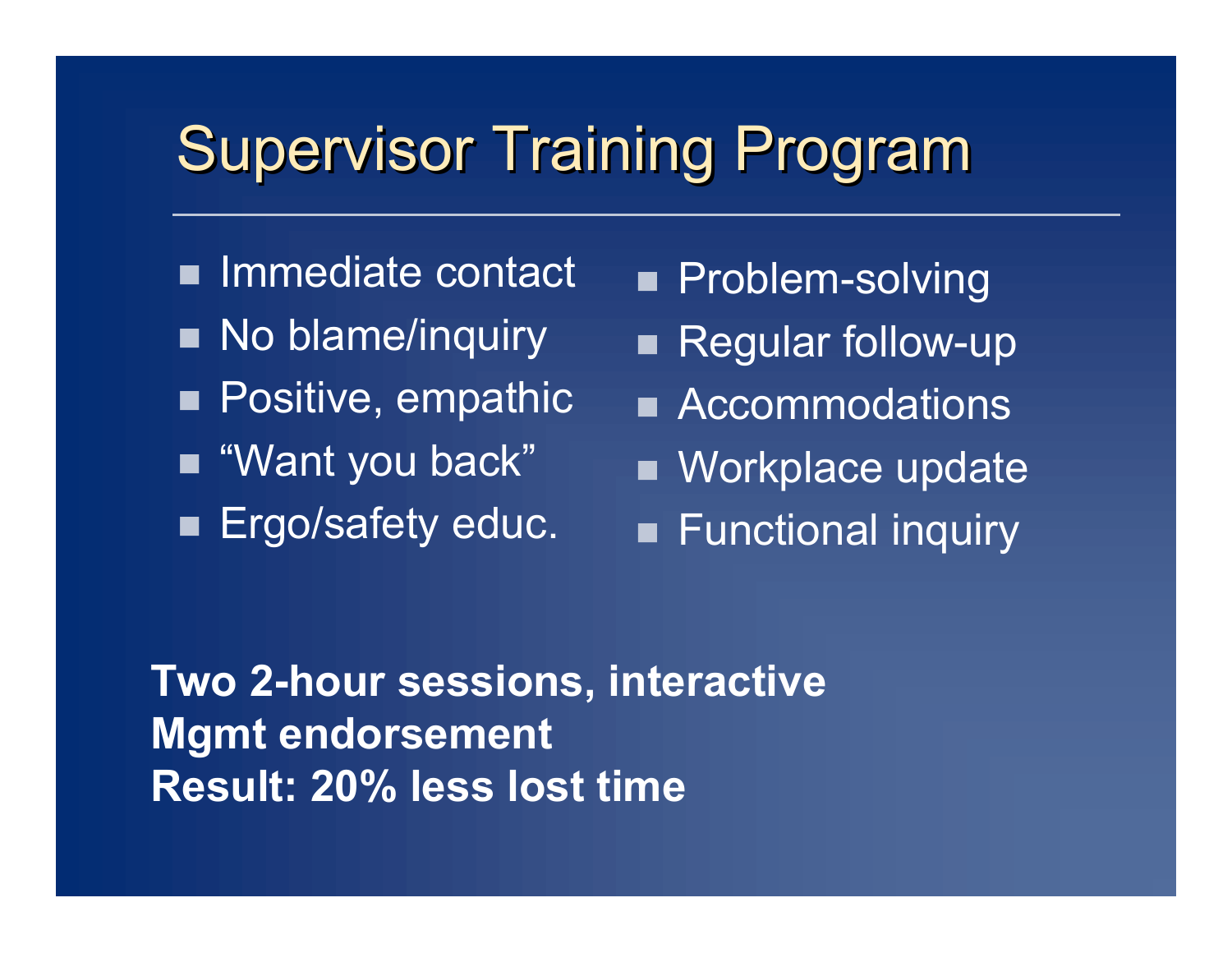# Supervisor Training Program

- Immediate contact
- No blame/inquiry
- Positive, empathic
- "Want you back"
- Ergo/safety educ.
- Problem-solving
- Regular follow-up
- Accommodations
- Workplace update
- Functional inquiry

**Two 2-hour sessions, interactive**
**Mgmt endorsement**
**Result: 20% less lost time**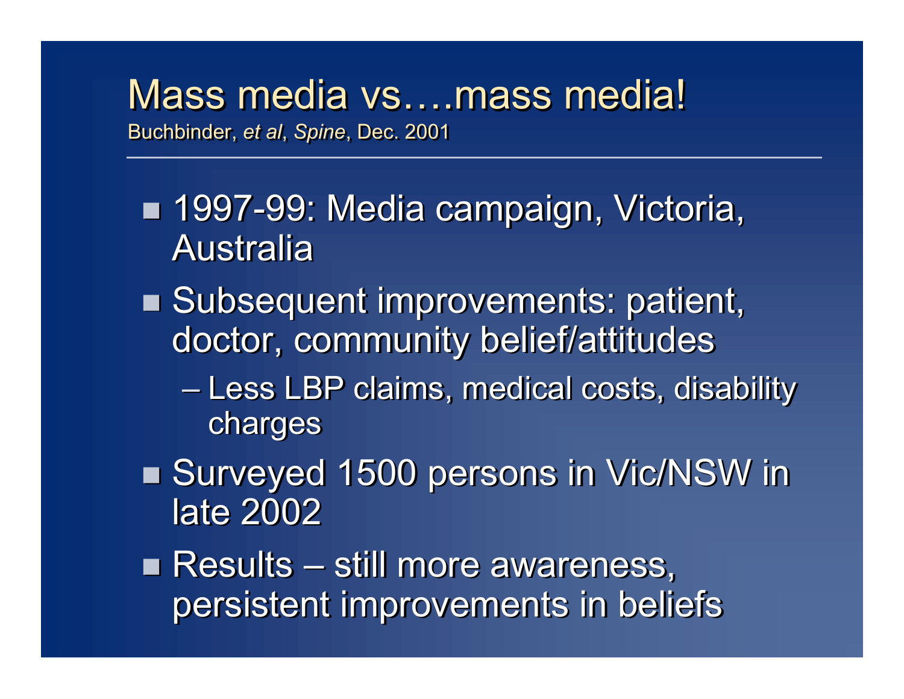# Mass media vs….mass media!

Buchbinder, *et al*, *Spine*, Dec. 2001

- 1997-99: Media campaign, Victoria, Australia
- Subsequent improvements: patient, doctor, community belief/attitudes
  - Less LBP claims, medical costs, disability charges
- Surveyed 1500 persons in Vic/NSW in late 2002
- Results – still more awareness, persistent improvements in beliefs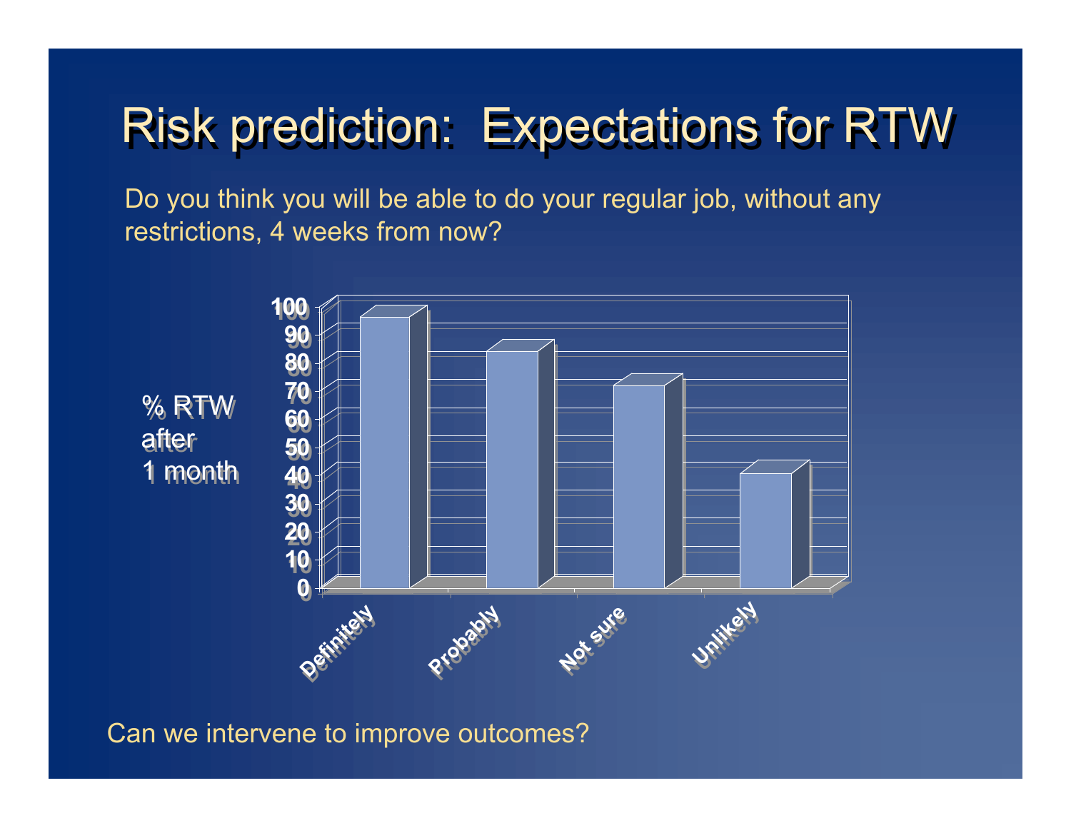# Risk prediction: Expectations for RTW

Do you think you will be able to do your regular job, without any restrictions, 4 weeks from now?

% RTW after 1 month

| Response | % RTW after 1 month |
|---|---|
| Definitely | ~95 |
| Probably | ~83 |
| Not sure | ~71 |
| Unlikely | ~40 |

Can we intervene to improve outcomes?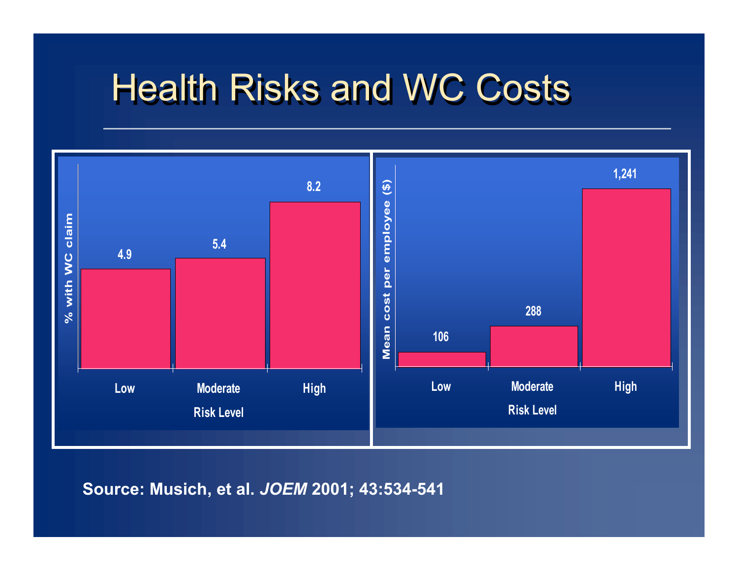# Health Risks and WC Costs

| Risk Level | % with WC claim | Mean cost per employee ($) |
|---|---|---|
| Low | 4.9 | 106 |
| Moderate | 5.4 | 288 |
| High | 8.2 | 1,241 |

**Source: Musich, et al. *JOEM* 2001; 43:534-541**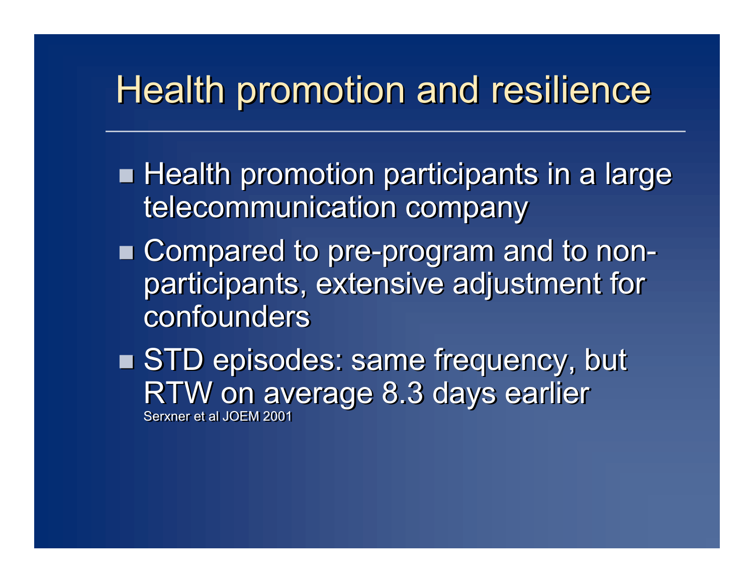# Health promotion and resilience

- Health promotion participants in a large telecommunication company
- Compared to pre-program and to non-participants, extensive adjustment for confounders
- STD episodes: same frequency, but RTW on average 8.3 days earlier

Serxner et al JOEM 2001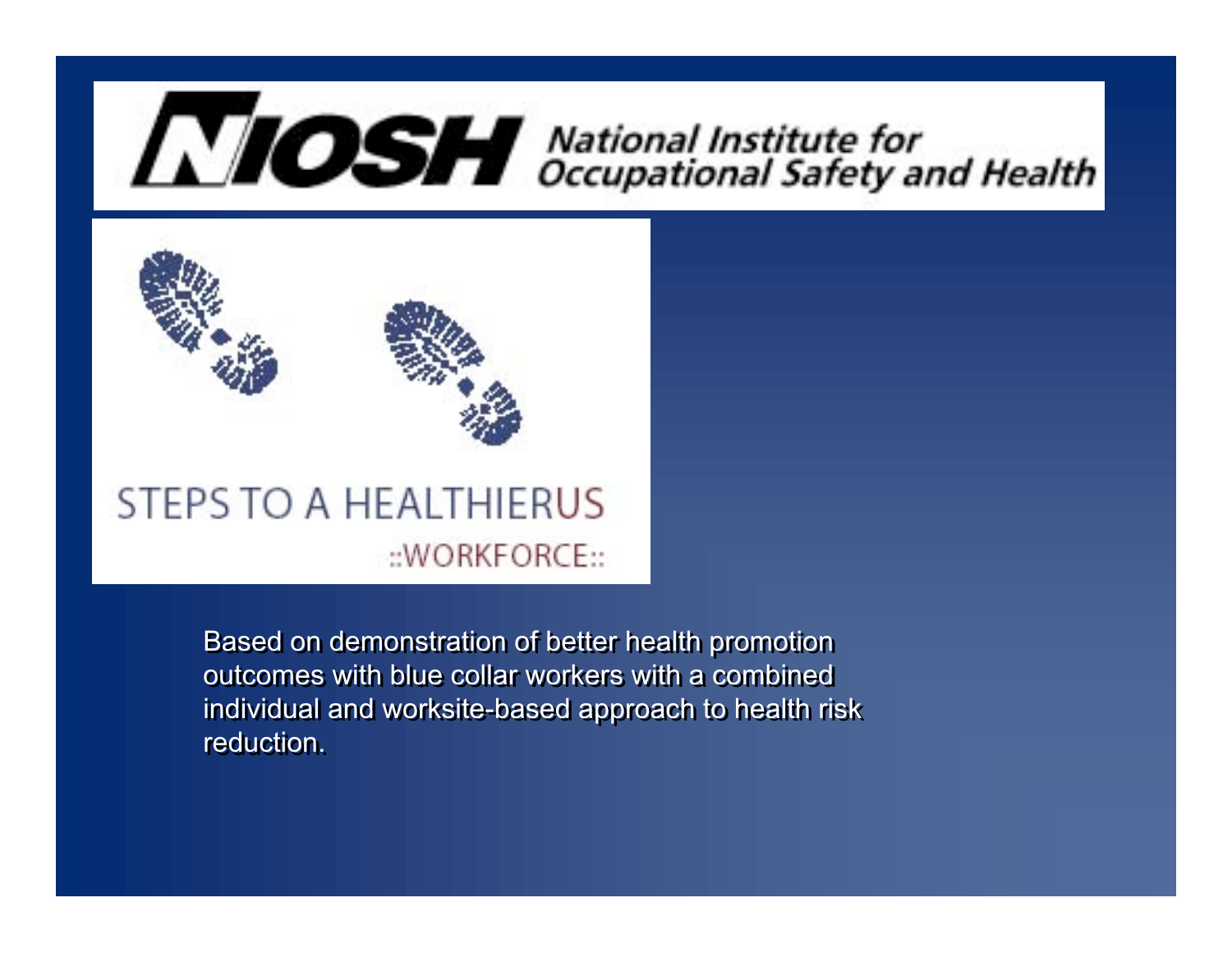NIOSH National Institute for Occupational Safety and Health

STEPS TO A HEALTHIERUS

::WORKFORCE::

Based on demonstration of better health promotion outcomes with blue collar workers with a combined individual and worksite-based approach to health risk reduction.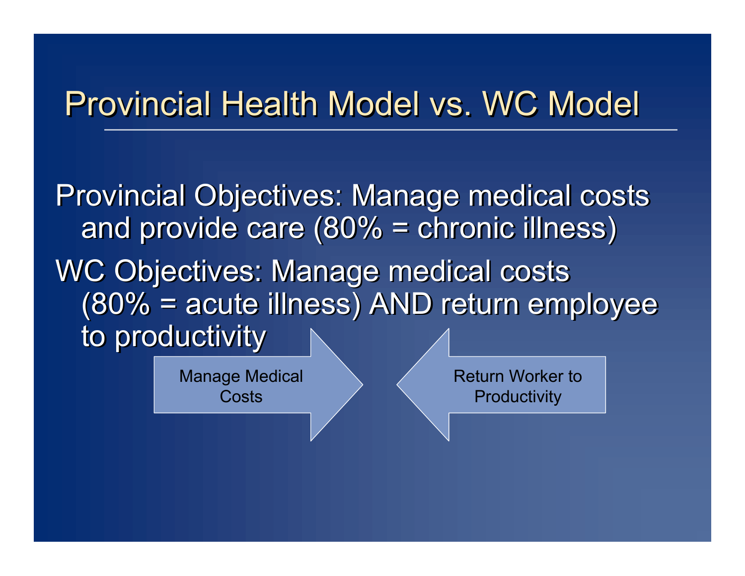# Provincial Health Model vs. WC Model

Provincial Objectives: Manage medical costs and provide care (80% = chronic illness)

WC Objectives: Manage medical costs (80% = acute illness) AND return employee to productivity

Manage Medical Costs → ← Return Worker to Productivity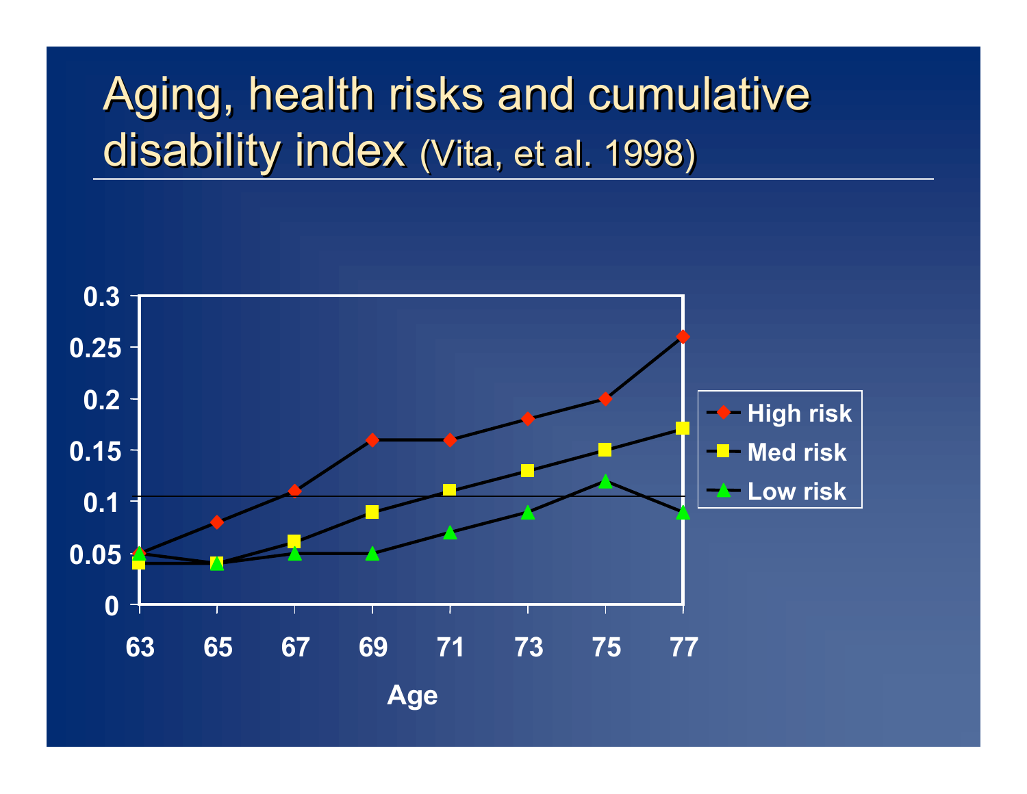# Aging, health risks and cumulative disability index (Vita, et al. 1998)

| Age | High risk | Med risk | Low risk |
|---|---|---|---|
| 63 | 0.05 | 0.04 | 0.05 |
| 65 | 0.08 | 0.04 | 0.04 |
| 67 | 0.11 | 0.06 | 0.05 |
| 69 | 0.16 | 0.09 | 0.05 |
| 71 | 0.16 | 0.11 | 0.07 |
| 73 | 0.18 | 0.13 | 0.09 |
| 75 | 0.20 | 0.15 | 0.12 |
| 77 | 0.26 | 0.17 | 0.09 |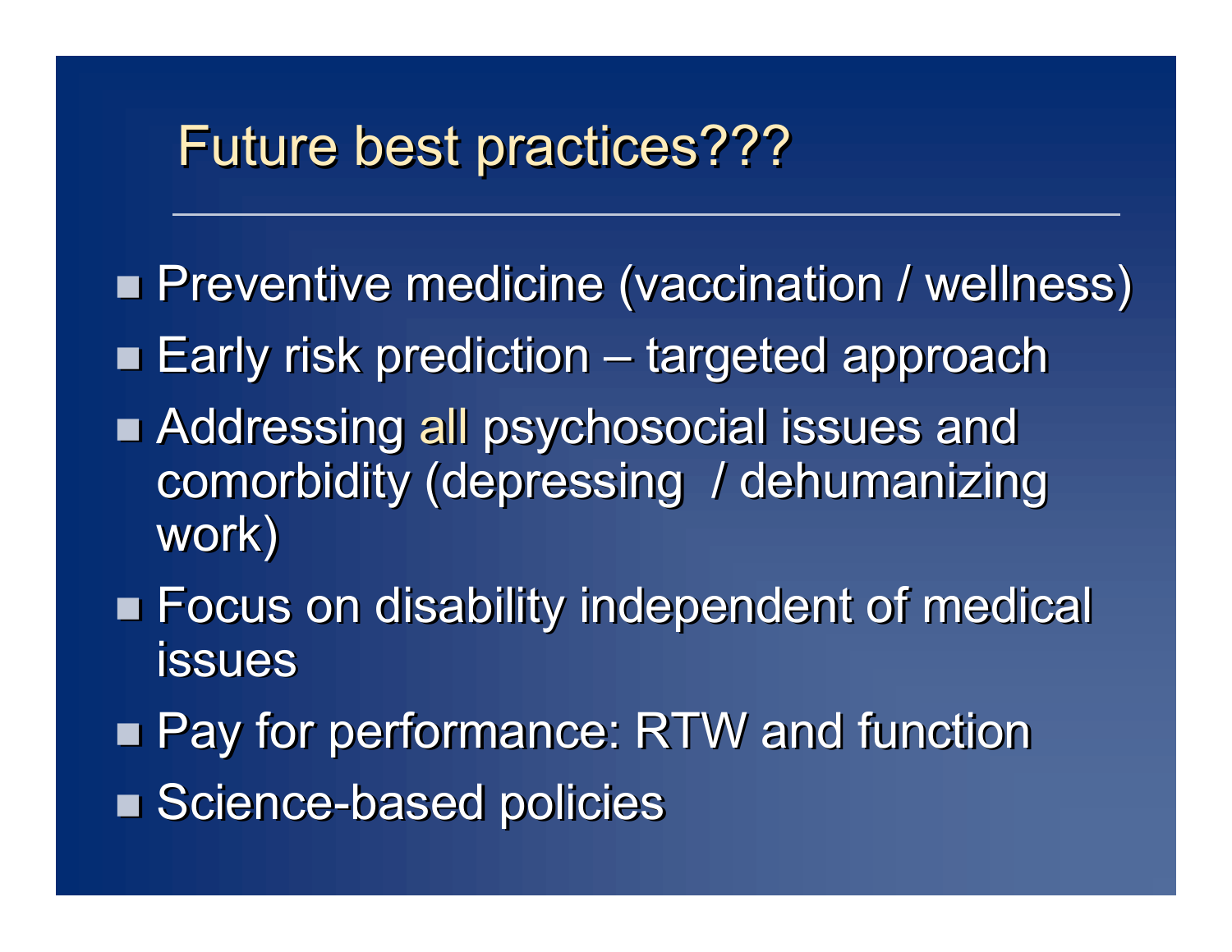# Future best practices???

- Preventive medicine (vaccination / wellness)
- Early risk prediction – targeted approach
- Addressing all psychosocial issues and comorbidity (depressing / dehumanizing work)
- Focus on disability independent of medical issues
- Pay for performance: RTW and function
- Science-based policies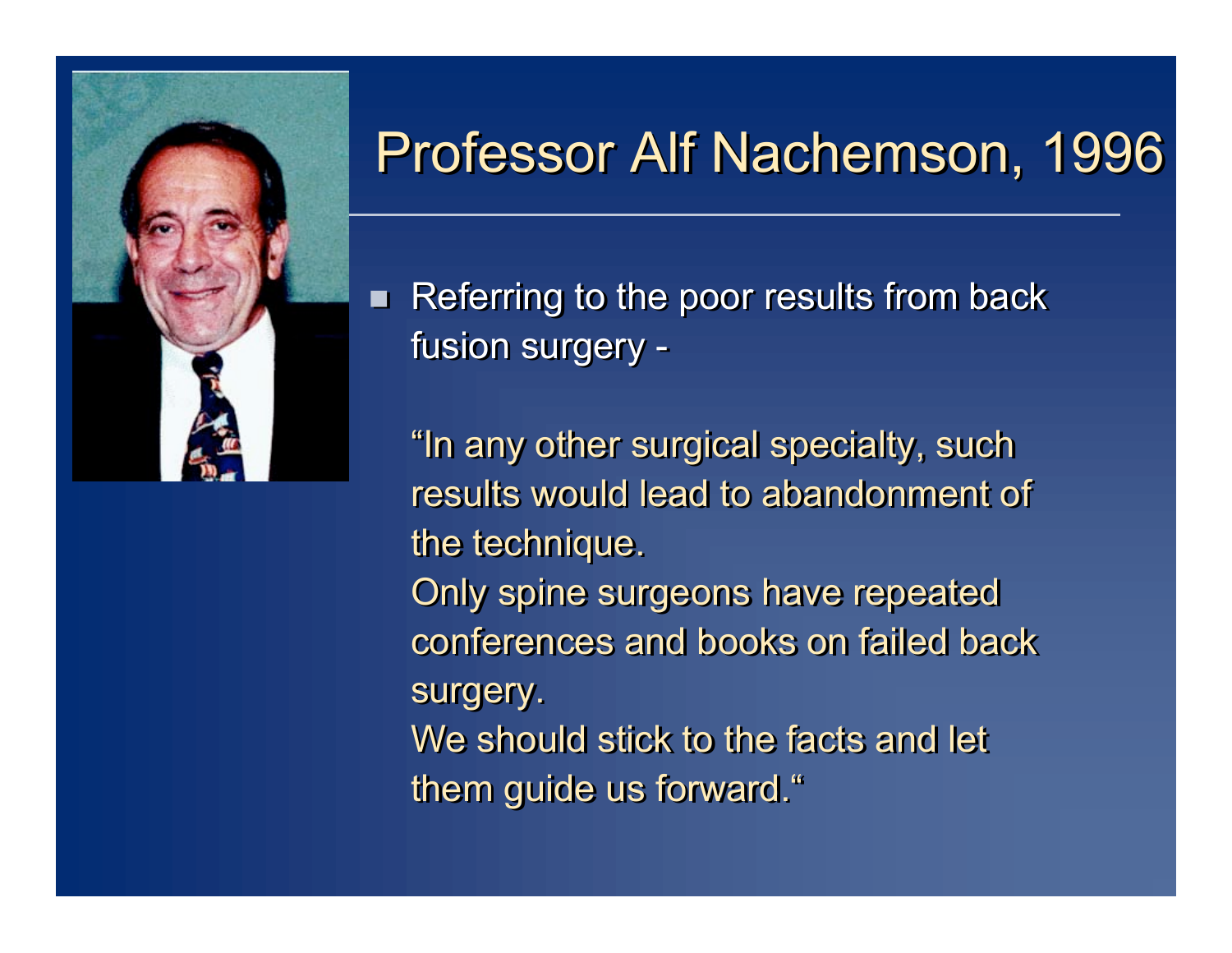# Professor Alf Nachemson, 1996

- Referring to the poor results from back fusion surgery -

  "In any other surgical specialty, such results would lead to abandonment of the technique.
  Only spine surgeons have repeated conferences and books on failed back surgery.
  We should stick to the facts and let them guide us forward."